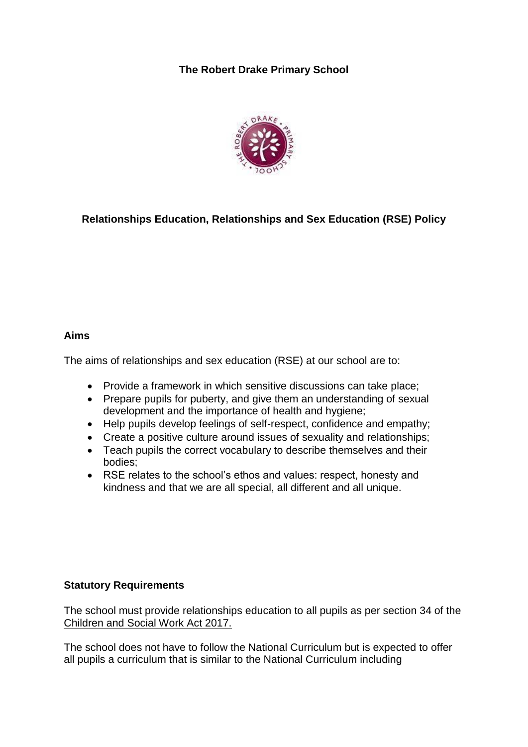**The Robert Drake Primary School**

# Relationships Education, Relationships and Sex Education (RSE) Policy

## Aims

The aims of relationships and sex education (RSE) at our school are to:

- Provide a framework in which sensitive discussions can take place;
- Prepare pupils for puberty, and give them an understanding of sexual development and the importance of health and hygiene;
- Help pupils develop feelings of self-respect, confidence and empathy;
- Create a positive culture around issues of sexuality and relationships;
- Teach pupils the correct vocabulary to describe themselves and their bodies;
- RSE relates to the school's ethos and values: respect, honesty and kindness and that we are all special, all different and all unique.

## Statutory Requirements

The school must provide relationships education to all pupils as per section 34 of the Children and Social Work Act 2017.

The school does not have to follow the National Curriculum but is expected to offer all pupils a curriculum that is similar to the National Curriculum including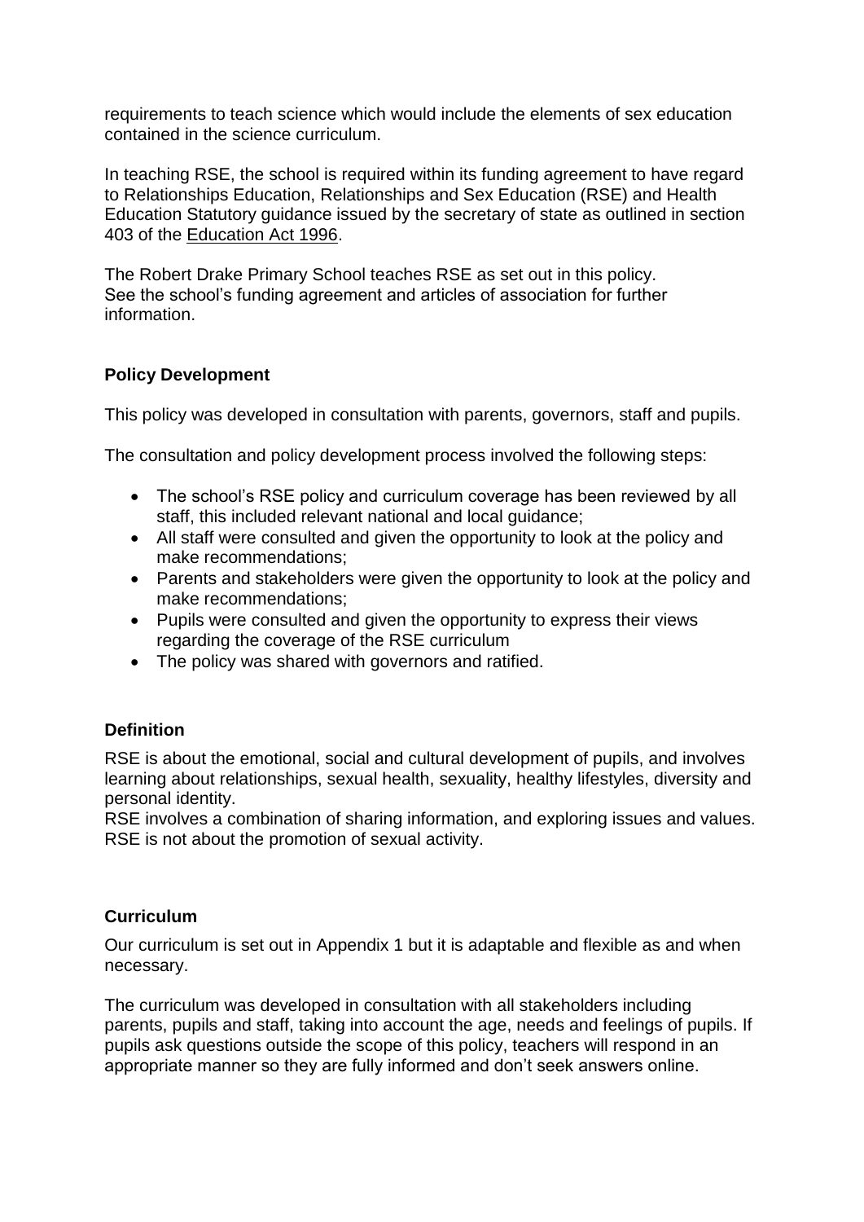requirements to teach science which would include the elements of sex education contained in the science curriculum.

In teaching RSE, the school is required within its funding agreement to have regard to Relationships Education, Relationships and Sex Education (RSE) and Health Education Statutory guidance issued by the secretary of state as outlined in section 403 of the Education Act 1996.

The Robert Drake Primary School teaches RSE as set out in this policy.
See the school's funding agreement and articles of association for further information.

**Policy Development**

This policy was developed in consultation with parents, governors, staff and pupils.

The consultation and policy development process involved the following steps:

- The school's RSE policy and curriculum coverage has been reviewed by all staff, this included relevant national and local guidance;
- All staff were consulted and given the opportunity to look at the policy and make recommendations;
- Parents and stakeholders were given the opportunity to look at the policy and make recommendations;
- Pupils were consulted and given the opportunity to express their views regarding the coverage of the RSE curriculum
- The policy was shared with governors and ratified.

**Definition**

RSE is about the emotional, social and cultural development of pupils, and involves learning about relationships, sexual health, sexuality, healthy lifestyles, diversity and personal identity.
RSE involves a combination of sharing information, and exploring issues and values.
RSE is not about the promotion of sexual activity.

**Curriculum**

Our curriculum is set out in Appendix 1 but it is adaptable and flexible as and when necessary.

The curriculum was developed in consultation with all stakeholders including parents, pupils and staff, taking into account the age, needs and feelings of pupils. If pupils ask questions outside the scope of this policy, teachers will respond in an appropriate manner so they are fully informed and don't seek answers online.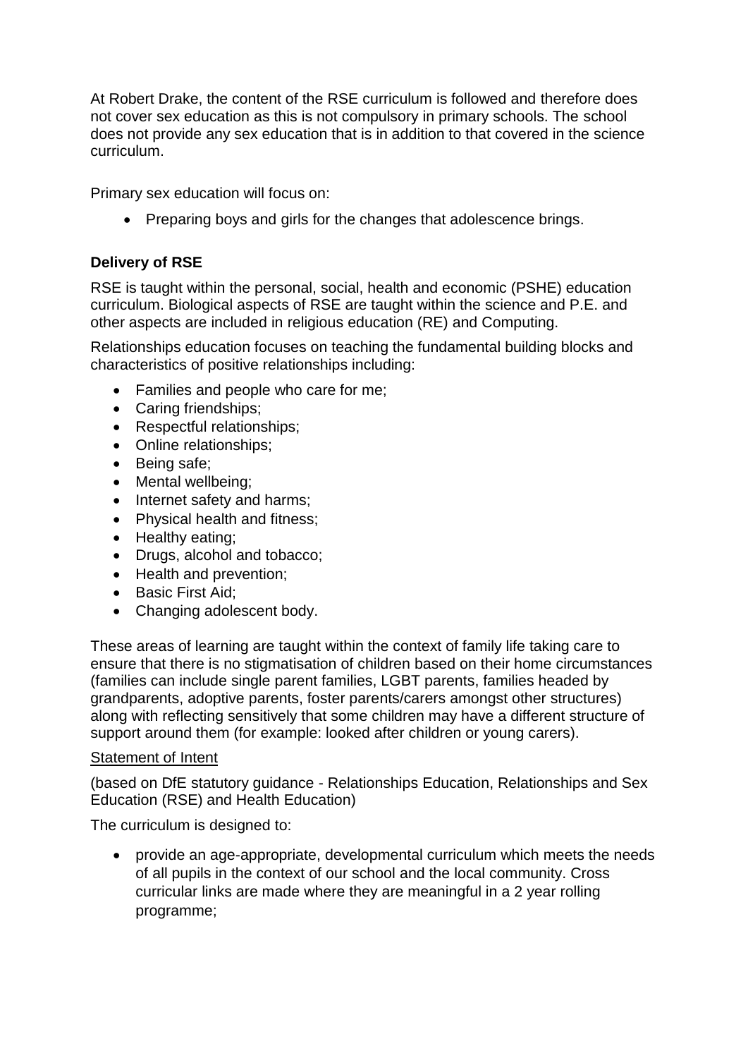At Robert Drake, the content of the RSE curriculum is followed and therefore does not cover sex education as this is not compulsory in primary schools. The school does not provide any sex education that is in addition to that covered in the science curriculum.

Primary sex education will focus on:

- Preparing boys and girls for the changes that adolescence brings.

**Delivery of RSE**

RSE is taught within the personal, social, health and economic (PSHE) education curriculum. Biological aspects of RSE are taught within the science and P.E. and other aspects are included in religious education (RE) and Computing.

Relationships education focuses on teaching the fundamental building blocks and characteristics of positive relationships including:

- Families and people who care for me;
- Caring friendships;
- Respectful relationships;
- Online relationships;
- Being safe;
- Mental wellbeing;
- Internet safety and harms;
- Physical health and fitness;
- Healthy eating;
- Drugs, alcohol and tobacco;
- Health and prevention;
- Basic First Aid;
- Changing adolescent body.

These areas of learning are taught within the context of family life taking care to ensure that there is no stigmatisation of children based on their home circumstances (families can include single parent families, LGBT parents, families headed by grandparents, adoptive parents, foster parents/carers amongst other structures) along with reflecting sensitively that some children may have a different structure of support around them (for example: looked after children or young carers).

<u>Statement of Intent</u>

(based on DfE statutory guidance - Relationships Education, Relationships and Sex Education (RSE) and Health Education)

The curriculum is designed to:

- provide an age-appropriate, developmental curriculum which meets the needs of all pupils in the context of our school and the local community. Cross curricular links are made where they are meaningful in a 2 year rolling programme;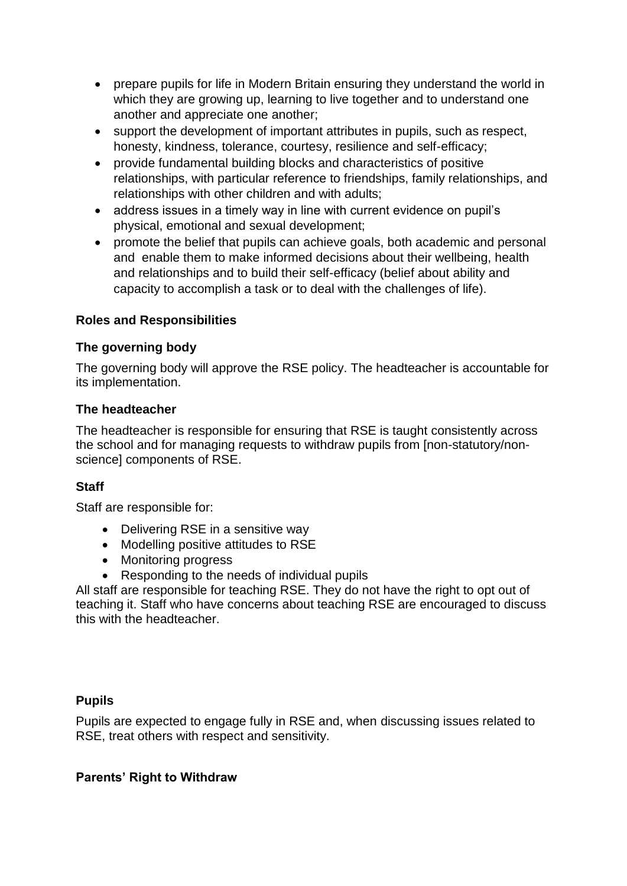- prepare pupils for life in Modern Britain ensuring they understand the world in which they are growing up, learning to live together and to understand one another and appreciate one another;
- support the development of important attributes in pupils, such as respect, honesty, kindness, tolerance, courtesy, resilience and self-efficacy;
- provide fundamental building blocks and characteristics of positive relationships, with particular reference to friendships, family relationships, and relationships with other children and with adults;
- address issues in a timely way in line with current evidence on pupil's physical, emotional and sexual development;
- promote the belief that pupils can achieve goals, both academic and personal and enable them to make informed decisions about their wellbeing, health and relationships and to build their self-efficacy (belief about ability and capacity to accomplish a task or to deal with the challenges of life).

**Roles and Responsibilities**

**The governing body**

The governing body will approve the RSE policy. The headteacher is accountable for its implementation.

**The headteacher**

The headteacher is responsible for ensuring that RSE is taught consistently across the school and for managing requests to withdraw pupils from [non-statutory/non-science] components of RSE.

**Staff**

Staff are responsible for:

- Delivering RSE in a sensitive way
- Modelling positive attitudes to RSE
- Monitoring progress
- Responding to the needs of individual pupils

All staff are responsible for teaching RSE. They do not have the right to opt out of teaching it. Staff who have concerns about teaching RSE are encouraged to discuss this with the headteacher.

**Pupils**

Pupils are expected to engage fully in RSE and, when discussing issues related to RSE, treat others with respect and sensitivity.

**Parents' Right to Withdraw**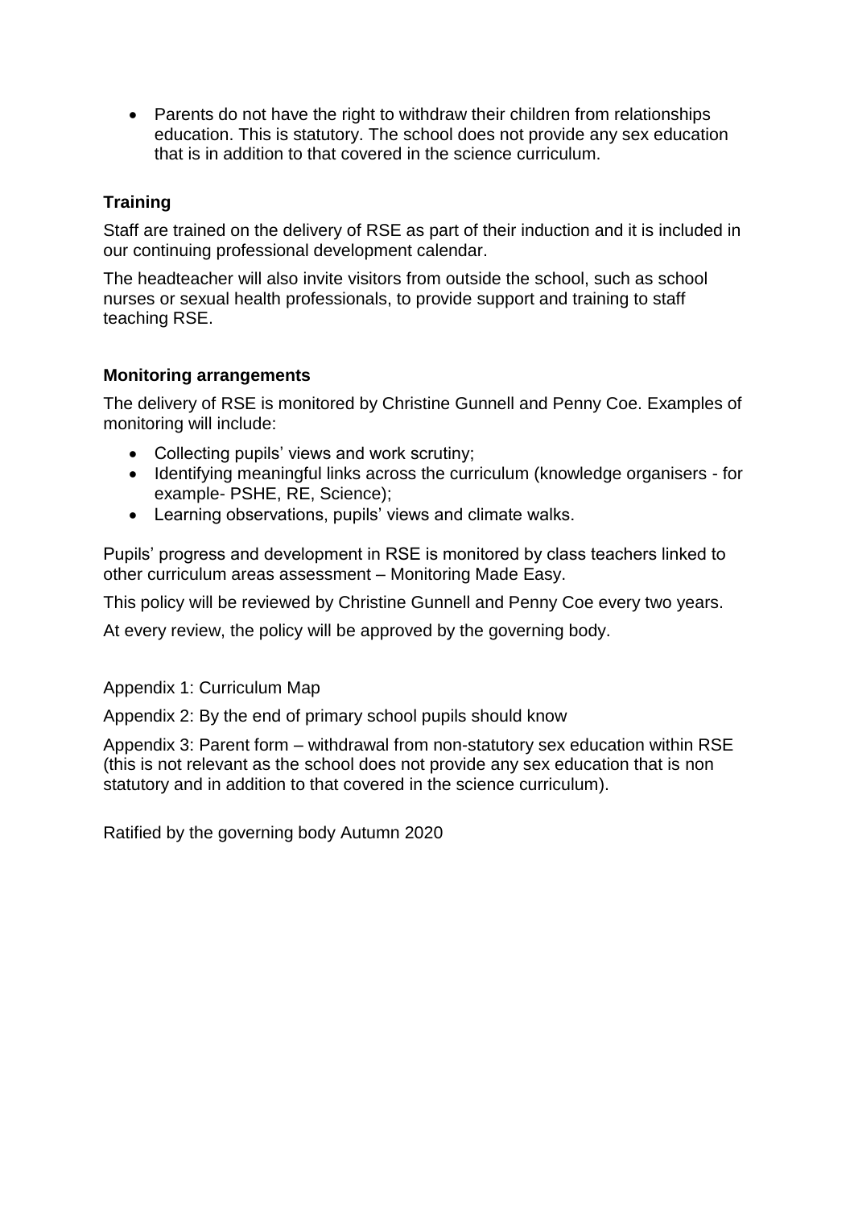- Parents do not have the right to withdraw their children from relationships education. This is statutory. The school does not provide any sex education that is in addition to that covered in the science curriculum.

### Training

Staff are trained on the delivery of RSE as part of their induction and it is included in our continuing professional development calendar.

The headteacher will also invite visitors from outside the school, such as school nurses or sexual health professionals, to provide support and training to staff teaching RSE.

### Monitoring arrangements

The delivery of RSE is monitored by Christine Gunnell and Penny Coe. Examples of monitoring will include:

- Collecting pupils' views and work scrutiny;
- Identifying meaningful links across the curriculum (knowledge organisers - for example- PSHE, RE, Science);
- Learning observations, pupils' views and climate walks.

Pupils' progress and development in RSE is monitored by class teachers linked to other curriculum areas assessment – Monitoring Made Easy.

This policy will be reviewed by Christine Gunnell and Penny Coe every two years.

At every review, the policy will be approved by the governing body.

Appendix 1: Curriculum Map

Appendix 2: By the end of primary school pupils should know

Appendix 3: Parent form – withdrawal from non-statutory sex education within RSE (this is not relevant as the school does not provide any sex education that is non statutory and in addition to that covered in the science curriculum).

Ratified by the governing body Autumn 2020